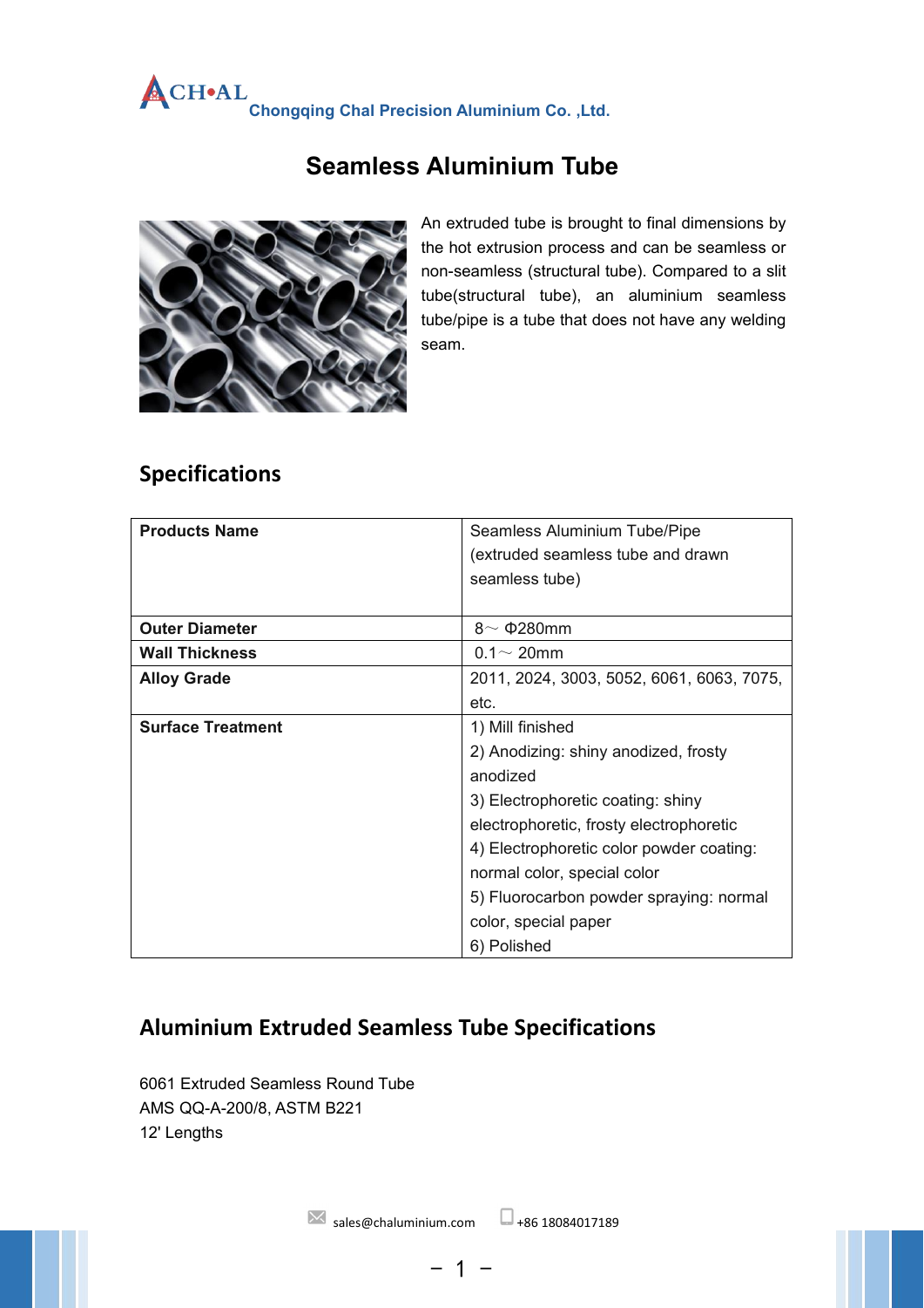**Chongqing Chal Precision Aluminium Co. ,Ltd.**

# Seamless Aluminium Tube

An extruded tube is brought to final dimensions by the hot extrusion process and can be seamless or non-seamless (structural tube). Compared to a slit tube(structural tube), an aluminium seamless tube/pipe is a tube that does not have any welding seam.

## Specifications

| Products Name | Seamless Aluminium Tube/Pipe (extruded seamless tube and drawn seamless tube) |
|---|---|
| Outer Diameter | 8～Φ280mm |
| Wall Thickness | 0.1～20mm |
| Alloy Grade | 2011, 2024, 3003, 5052, 6061, 6063, 7075, etc. |
| Surface Treatment | 1) Mill finished<br>2) Anodizing: shiny anodized, frosty anodized<br>3) Electrophoretic coating: shiny electrophoretic, frosty electrophoretic<br>4) Electrophoretic color powder coating: normal color, special color<br>5) Fluorocarbon powder spraying: normal color, special paper<br>6) Polished |

## Aluminium Extruded Seamless Tube Specifications

6061 Extruded Seamless Round Tube
AMS QQ-A-200/8, ASTM B221
12' Lengths

sales@chaluminium.com +86 18084017189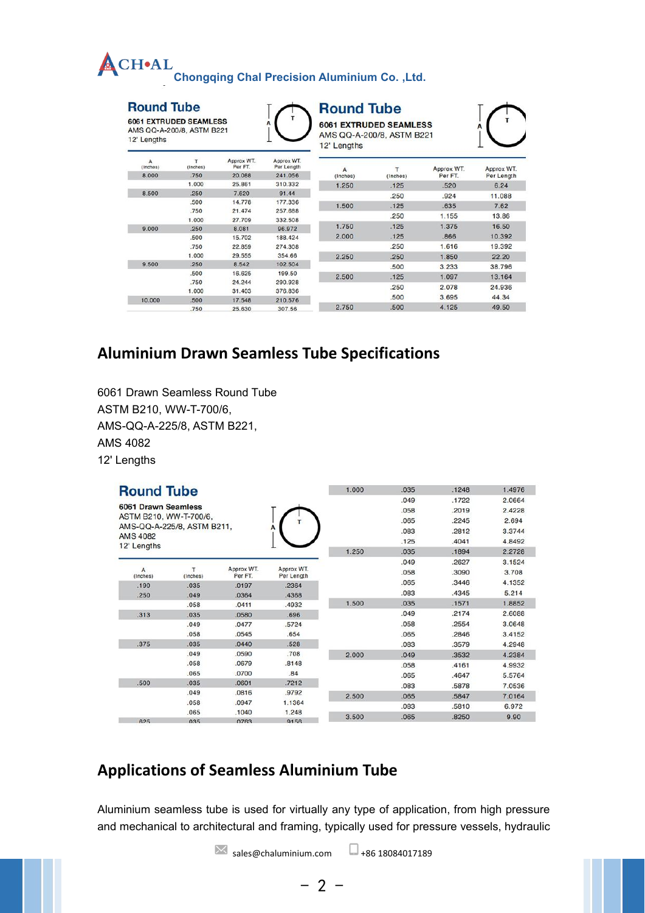## Round Tube

**6061 EXTRUDED SEAMLESS**
AMS QQ-A-200/8, ASTM B221
12' Lengths

| A (Inches) | T (Inches) | Approx WT. Per FT. | Approx WT. Per Length |
|---|---|---|---|
| 8.000 | .750 | 20.088 | 241.056 |
| | 1.000 | 25.861 | 310.332 |
| 8.500 | .250 | 7.620 | 91.44 |
| | .500 | 14.778 | 177.336 |
| | .750 | 21.474 | 257.688 |
| | 1.000 | 27.709 | 332.508 |
| 9.000 | .250 | 8.081 | 96.972 |
| | .500 | 15.702 | 188.424 |
| | .750 | 22.859 | 274.308 |
| | 1.000 | 29.555 | 354.66 |
| 9.500 | .250 | 8.542 | 102.504 |
| | .500 | 16.625 | 199.50 |
| | .750 | 24.244 | 290.928 |
| | 1.000 | 31.403 | 376.836 |
| 10.000 | .500 | 17.548 | 210.576 |
| | .750 | 25.630 | 307.56 |

## Round Tube

**6061 EXTRUDED SEAMLESS**
AMS QQ-A-200/8, ASTM B221
12' Lengths

| A (Inches) | T (Inches) | Approx WT. Per FT. | Approx WT. Per Length |
|---|---|---|---|
| 1.250 | .125 | .520 | 6.24 |
| | .250 | .924 | 11.088 |
| 1.500 | .125 | .635 | 7.62 |
| | .250 | 1.155 | 13.86 |
| 1.750 | .125 | 1.375 | 16.50 |
| 2.000 | .125 | .866 | 10.392 |
| | .250 | 1.616 | 19.392 |
| 2.250 | .250 | 1.850 | 22.20 |
| | .500 | 3.233 | 38.796 |
| 2.500 | .125 | 1.097 | 13.164 |
| | .250 | 2.078 | 24.936 |
| | .500 | 3.695 | 44.34 |
| 2.750 | .500 | 4.125 | 49.50 |

## Aluminium Drawn Seamless Tube Specifications

6061 Drawn Seamless Round Tube
ASTM B210, WW-T-700/6,
AMS-QQ-A-225/8, ASTM B221,
AMS 4082
12' Lengths

## Round Tube

**6061 Drawn Seamless**
ASTM B210, WW-T-700/6,
AMS-QQ-A-225/8, ASTM B211,
AMS 4082
12' Lengths

| A (Inches) | T (Inches) | Approx WT. Per FT. | Approx WT. Per Length |
|---|---|---|---|
| .190 | .035 | .0197 | .2364 |
| .250 | .049 | .0364 | .4368 |
| | .058 | .0411 | .4932 |
| .313 | .035 | .0580 | .696 |
| | .049 | .0477 | .5724 |
| | .058 | .0545 | .654 |
| .375 | .035 | .0440 | .528 |
| | .049 | .0590 | .708 |
| | .058 | .0679 | .8148 |
| | .065 | .0700 | .84 |
| .500 | .035 | .0601 | .7212 |
| | .049 | .0816 | .9792 |
| | .058 | .0947 | 1.1364 |
| | .065 | .1040 | 1.248 |
| .625 | .035 | .0763 | .9156 |
| 1.000 | .035 | .1248 | 1.4976 |
| | .049 | .1722 | 2.0664 |
| | .058 | .2019 | 2.4228 |
| | .065 | .2245 | 2.694 |
| | .083 | .2812 | 3.3744 |
| | .125 | .4041 | 4.8492 |
| 1.250 | .035 | .1894 | 2.2728 |
| | .049 | .2627 | 3.1524 |
| | .058 | .3090 | 3.708 |
| | .065 | .3446 | 4.1352 |
| | .083 | .4345 | 5.214 |
| 1.500 | .035 | .1571 | 1.8852 |
| | .049 | .2174 | 2.6088 |
| | .058 | .2554 | 3.0648 |
| | .065 | .2846 | 3.4152 |
| | .083 | .3579 | 4.2948 |
| 2.000 | .049 | .3532 | 4.2384 |
| | .058 | .4161 | 4.9932 |
| | .065 | .4647 | 5.5764 |
| | .083 | .5878 | 7.0536 |
| 2.500 | .065 | .5847 | 7.0164 |
| | .083 | .5810 | 6.972 |
| 3.500 | .065 | .8250 | 9.90 |

## Applications of Seamless Aluminium Tube

Aluminium seamless tube is used for virtually any type of application, from high pressure and mechanical to architectural and framing, typically used for pressure vessels, hydraulic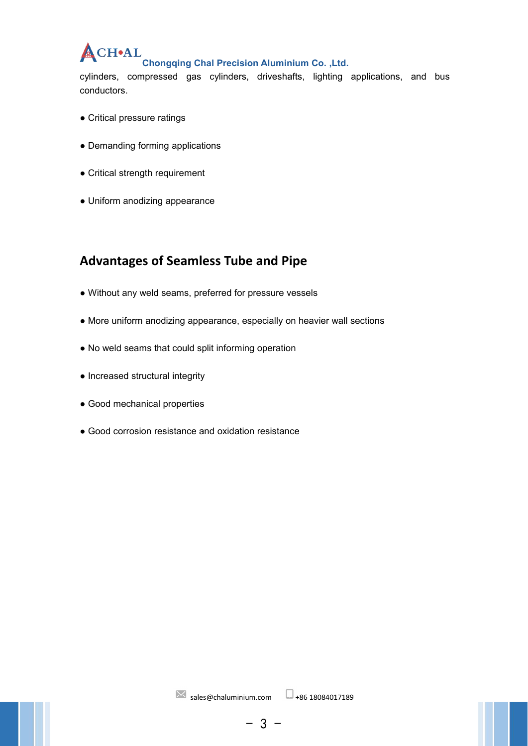cylinders, compressed gas cylinders, driveshafts, lighting applications, and bus conductors.

● Critical pressure ratings

● Demanding forming applications

● Critical strength requirement

● Uniform anodizing appearance

## Advantages of Seamless Tube and Pipe

● Without any weld seams, preferred for pressure vessels

● More uniform anodizing appearance, especially on heavier wall sections

● No weld seams that could split informing operation

● Increased structural integrity

● Good mechanical properties

● Good corrosion resistance and oxidation resistance